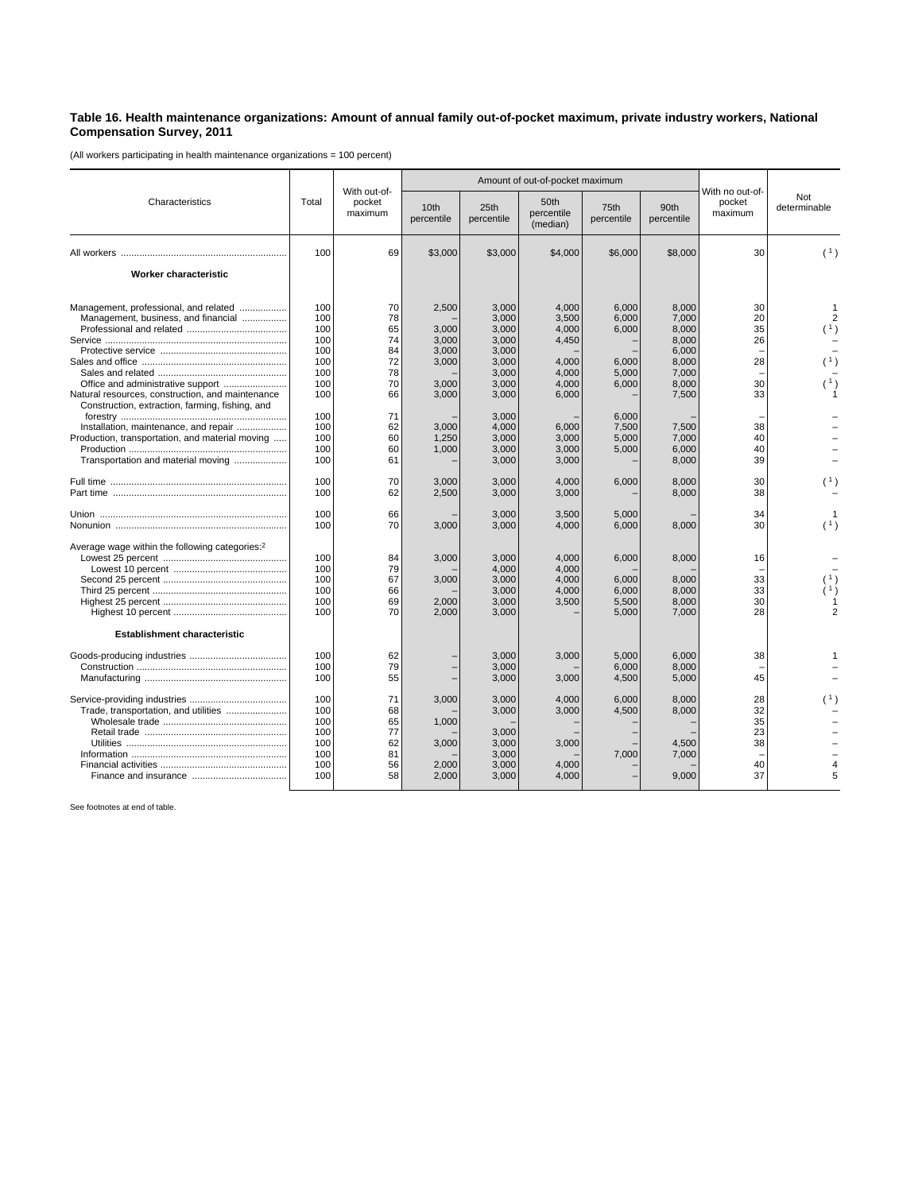**Table 16. Health maintenance organizations: Amount of annual family out-of-pocket maximum, private industry workers, National Compensation Survey, 2011**

(All workers participating in health maintenance organizations = 100 percent)

| Characteristics | Total | With out-of-pocket maximum | Amount of out-of-pocket maximum | | | | | With no out-of-pocket maximum | Not determinable |
|---|---|---|---|---|---|---|---|---|---|
| | | | 10th percentile | 25th percentile | 50th percentile (median) | 75th percentile | 90th percentile | | |
| All workers | 100 | 69 | $3,000 | $3,000 | $4,000 | $6,000 | $8,000 | 30 | ( 1 ) |
| **Worker characteristic** | | | | | | | | | |
| Management, professional, and related | 100 | 70 | 2,500 | 3,000 | 4,000 | 6,000 | 8,000 | 30 | 1 |
| Management, business, and financial | 100 | 78 | – | 3,000 | 3,500 | 6,000 | 7,000 | 20 | 2 |
| Professional and related | 100 | 65 | 3,000 | 3,000 | 4,000 | 6,000 | 8,000 | 35 | ( 1 ) |
| Service | 100 | 74 | 3,000 | 3,000 | 4,450 | – | 8,000 | 26 | – |
| Protective service | 100 | 84 | 3,000 | 3,000 | – | – | 6,000 | – | – |
| Sales and office | 100 | 72 | 3,000 | 3,000 | 4,000 | 6,000 | 8,000 | 28 | ( 1 ) |
| Sales and related | 100 | 78 | – | 3,000 | 4,000 | 5,000 | 7,000 | – | – |
| Office and administrative support | 100 | 70 | 3,000 | 3,000 | 4,000 | 6,000 | 8,000 | 30 | ( 1 ) |
| Natural resources, construction, and maintenance | 100 | 66 | 3,000 | 3,000 | 6,000 | – | 7,500 | 33 | 1 |
| Construction, extraction, farming, fishing, and forestry | 100 | 71 | – | 3,000 | – | 6,000 | – | – | – |
| Installation, maintenance, and repair | 100 | 62 | 3,000 | 4,000 | 6,000 | 7,500 | 7,500 | 38 | – |
| Production, transportation, and material moving | 100 | 60 | 1,250 | 3,000 | 3,000 | 5,000 | 7,000 | 40 | – |
| Production | 100 | 60 | 1,000 | 3,000 | 3,000 | 5,000 | 6,000 | 40 | – |
| Transportation and material moving | 100 | 61 | – | 3,000 | 3,000 | – | 8,000 | 39 | – |
| Full time | 100 | 70 | 3,000 | 3,000 | 4,000 | 6,000 | 8,000 | 30 | ( 1 ) |
| Part time | 100 | 62 | 2,500 | 3,000 | 3,000 | – | 8,000 | 38 | – |
| Union | 100 | 66 | – | 3,000 | 3,500 | 5,000 | – | 34 | 1 |
| Nonunion | 100 | 70 | 3,000 | 3,000 | 4,000 | 6,000 | 8,000 | 30 | ( 1 ) |
| Average wage within the following categories:[2] | | | | | | | | | |
| Lowest 25 percent | 100 | 84 | 3,000 | 3,000 | 4,000 | 6,000 | 8,000 | 16 | – |
| Lowest 10 percent | 100 | 79 | – | 4,000 | 4,000 | – | – | – | – |
| Second 25 percent | 100 | 67 | 3,000 | 3,000 | 4,000 | 6,000 | 8,000 | 33 | ( 1 ) |
| Third 25 percent | 100 | 66 | – | 3,000 | 4,000 | 6,000 | 8,000 | 33 | ( 1 ) |
| Highest 25 percent | 100 | 69 | 2,000 | 3,000 | 3,500 | 5,500 | 8,000 | 30 | 1 |
| Highest 10 percent | 100 | 70 | 2,000 | 3,000 | – | 5,000 | 7,000 | 28 | 2 |
| **Establishment characteristic** | | | | | | | | | |
| Goods-producing industries | 100 | 62 | – | 3,000 | 3,000 | 5,000 | 6,000 | 38 | 1 |
| Construction | 100 | 79 | – | 3,000 | – | 6,000 | 8,000 | – | – |
| Manufacturing | 100 | 55 | – | 3,000 | 3,000 | 4,500 | 5,000 | 45 | – |
| Service-providing industries | 100 | 71 | 3,000 | 3,000 | 4,000 | 6,000 | 8,000 | 28 | ( 1 ) |
| Trade, transportation, and utilities | 100 | 68 | – | 3,000 | 3,000 | 4,500 | 8,000 | 32 | – |
| Wholesale trade | 100 | 65 | 1,000 | – | – | – | – | 35 | – |
| Retail trade | 100 | 77 | – | 3,000 | – | – | – | 23 | – |
| Utilities | 100 | 62 | 3,000 | 3,000 | 3,000 | – | 4,500 | 38 | – |
| Information | 100 | 81 | – | 3,000 | – | 7,000 | 7,000 | – | – |
| Financial activities | 100 | 56 | 2,000 | 3,000 | 4,000 | – | – | 40 | 4 |
| Finance and insurance | 100 | 58 | 2,000 | 3,000 | 4,000 | – | 9,000 | 37 | 5 |

See footnotes at end of table.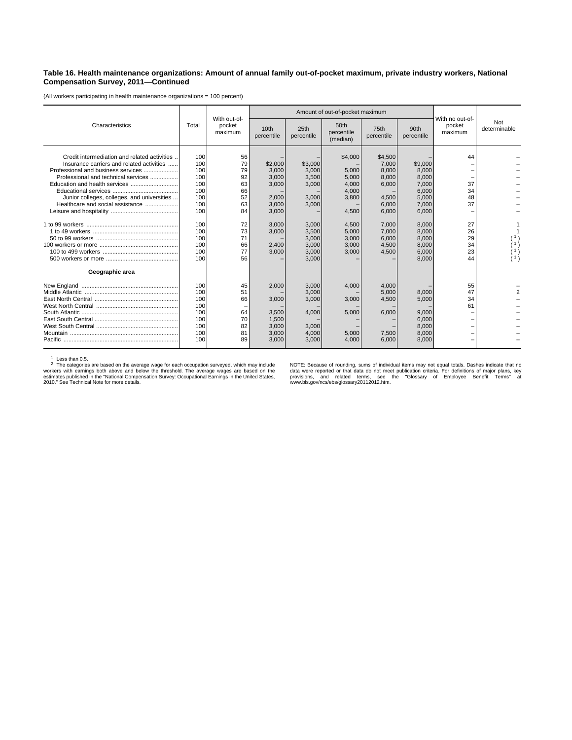**Table 16. Health maintenance organizations: Amount of annual family out-of-pocket maximum, private industry workers, National Compensation Survey, 2011—Continued**

(All workers participating in health maintenance organizations = 100 percent)

| Characteristics | Total | With out-of-pocket maximum | Amount of out-of-pocket maximum | | | | | With no out-of-pocket maximum | Not determinable |
|---|---|---|---|---|---|---|---|---|---|
| | | | 10th percentile | 25th percentile | 50th percentile (median) | 75th percentile | 90th percentile | | |
| Credit intermediation and related activities | 100 | 56 | – | – | $4,000 | $4,500 | – | 44 | – |
| Insurance carriers and related activities | 100 | 79 | $2,000 | $3,000 | – | 7,000 | $9,000 | – | – |
| Professional and business services | 100 | 79 | 3,000 | 3,000 | 5,000 | 8,000 | 8,000 | – | – |
| Professional and technical services | 100 | 92 | 3,000 | 3,500 | 5,000 | 8,000 | 8,000 | – | – |
| Education and health services | 100 | 63 | 3,000 | 3,000 | 4,000 | 6,000 | 7,000 | 37 | – |
| Educational services | 100 | 66 | – | – | 4,000 | – | 6,000 | 34 | – |
| Junior colleges, colleges, and universities | 100 | 52 | 2,000 | 3,000 | 3,800 | 4,500 | 5,000 | 48 | – |
| Healthcare and social assistance | 100 | 63 | 3,000 | 3,000 | – | 6,000 | 7,000 | 37 | – |
| Leisure and hospitality | 100 | 84 | 3,000 | – | 4,500 | 6,000 | 6,000 | – | – |
| 1 to 99 workers | 100 | 72 | 3,000 | 3,000 | 4,500 | 7,000 | 8,000 | 27 | 1 |
| 1 to 49 workers | 100 | 73 | 3,000 | 3,500 | 5,000 | 7,000 | 8,000 | 26 | 1 |
| 50 to 99 workers | 100 | 71 | – | 3,000 | 3,000 | 6,000 | 8,000 | 29 | ([1]) |
| 100 workers or more | 100 | 66 | 2,400 | 3,000 | 3,000 | 4,500 | 8,000 | 34 | ([1]) |
| 100 to 499 workers | 100 | 77 | 3,000 | 3,000 | 3,000 | 4,500 | 6,000 | 23 | ([1]) |
| 500 workers or more | 100 | 56 | – | 3,000 | – | – | 8,000 | 44 | ([1]) |
| **Geographic area** | | | | | | | | | |
| New England | 100 | 45 | 2,000 | 3,000 | 4,000 | 4,000 | – | 55 | – |
| Middle Atlantic | 100 | 51 | – | 3,000 | – | 5,000 | 8,000 | 47 | 2 |
| East North Central | 100 | 66 | 3,000 | 3,000 | 3,000 | 4,500 | 5,000 | 34 | – |
| West North Central | 100 | – | – | – | – | – | – | 61 | – |
| South Atlantic | 100 | 64 | 3,500 | 4,000 | 5,000 | 6,000 | 9,000 | – | – |
| East South Central | 100 | 70 | 1,500 | – | – | – | 6,000 | – | – |
| West South Central | 100 | 82 | 3,000 | 3,000 | – | – | 8,000 | – | – |
| Mountain | 100 | 81 | 3,000 | 4,000 | 5,000 | 7,500 | 8,000 | – | – |
| Pacific | 100 | 89 | 3,000 | 3,000 | 4,000 | 6,000 | 8,000 | – | – |

[1] Less than 0.5.

[2] The categories are based on the average wage for each occupation surveyed, which may include workers with earnings both above and below the threshold. The average wages are based on the estimates published in the "National Compensation Survey: Occupational Earnings in the United States, 2010." See Technical Note for more details.

NOTE: Because of rounding, sums of individual items may not equal totals. Dashes indicate that no data were reported or that data do not meet publication criteria. For definitions of major plans, key provisions, and related terms, see the "Glossary of Employee Benefit Terms" at www.bls.gov/ncs/ebs/glossary20112012.htm.